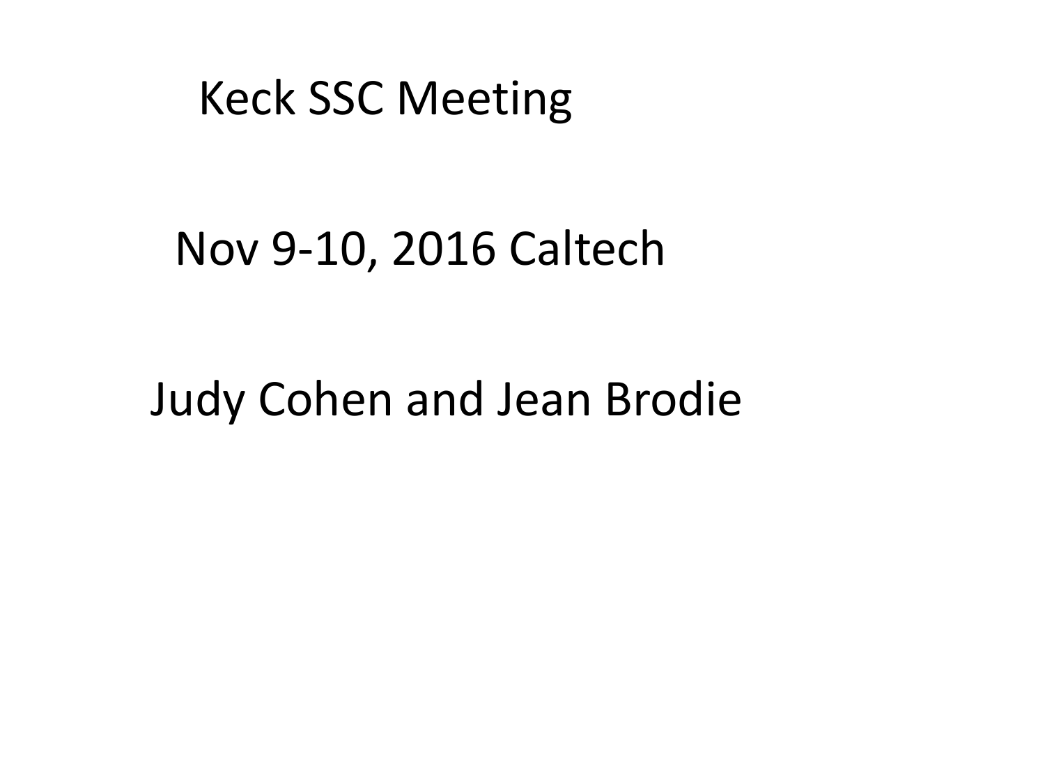# Keck SSC Meeting

Nov 9-10, 2016 Caltech

Judy Cohen and Jean Brodie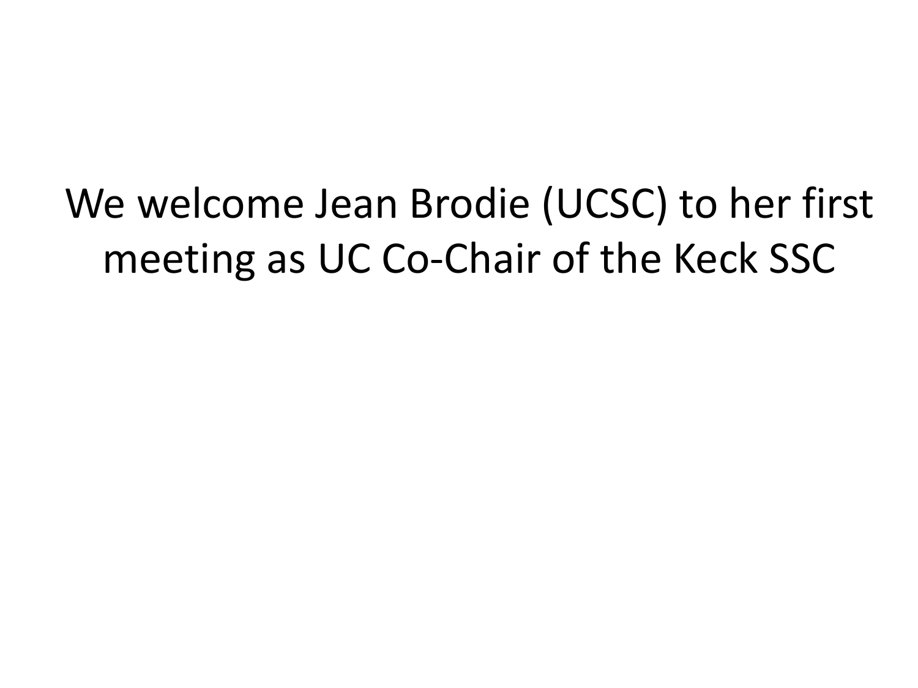We welcome Jean Brodie (UCSC) to her first meeting as UC Co-Chair of the Keck SSC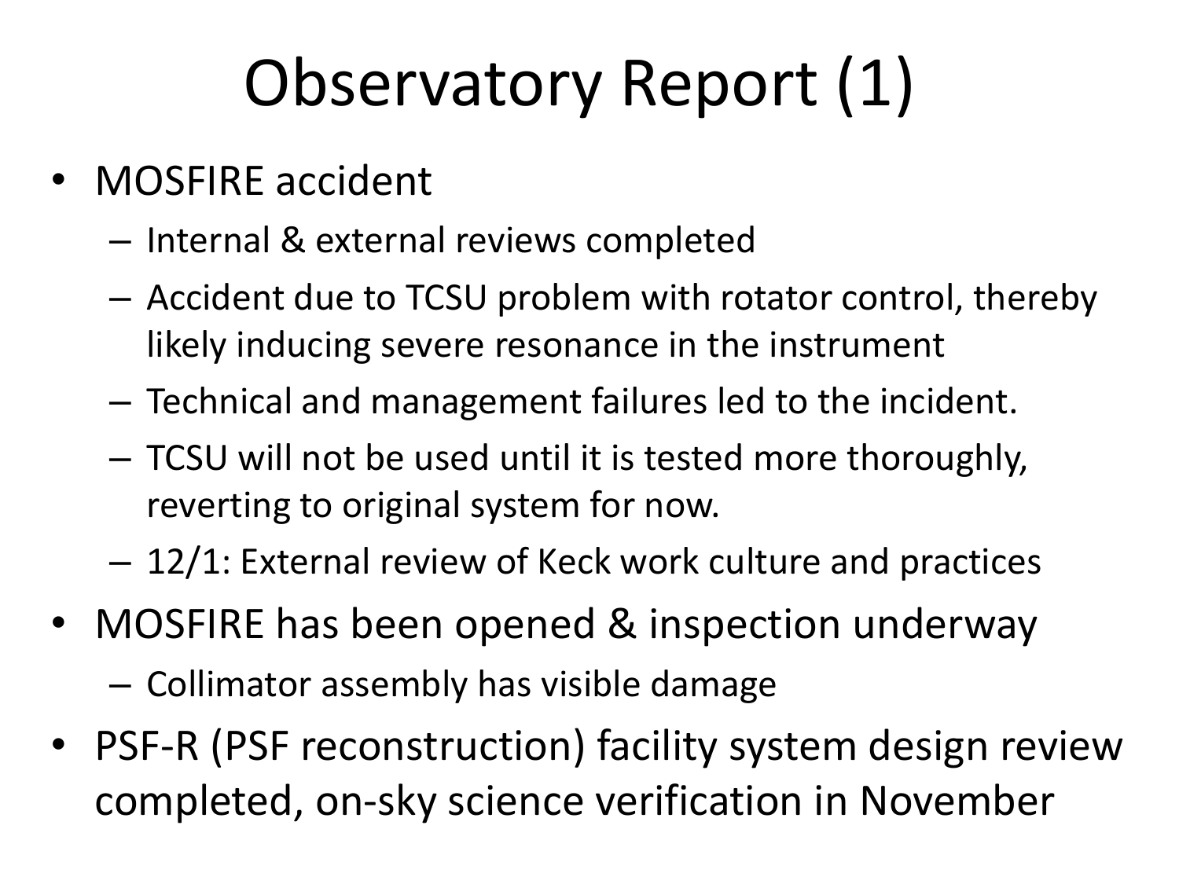# Observatory Report (1)

- MOSFIRE accident
  - Internal & external reviews completed
  - Accident due to TCSU problem with rotator control, thereby likely inducing severe resonance in the instrument
  - Technical and management failures led to the incident.
  - TCSU will not be used until it is tested more thoroughly, reverting to original system for now.
  - 12/1: External review of Keck work culture and practices
- MOSFIRE has been opened & inspection underway
  - Collimator assembly has visible damage
- PSF-R (PSF reconstruction) facility system design review completed, on-sky science verification in November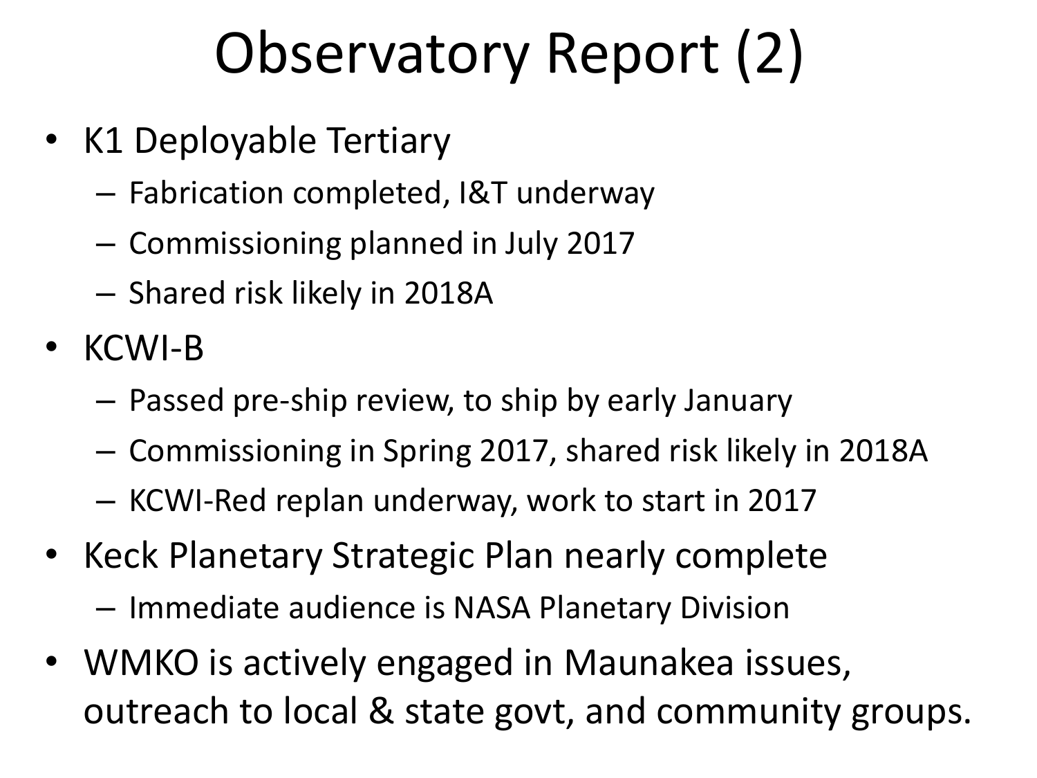# Observatory Report (2)

- K1 Deployable Tertiary
  - Fabrication completed, I&T underway
  - Commissioning planned in July 2017
  - Shared risk likely in 2018A
- KCWI-B
  - Passed pre-ship review, to ship by early January
  - Commissioning in Spring 2017, shared risk likely in 2018A
  - KCWI-Red replan underway, work to start in 2017
- Keck Planetary Strategic Plan nearly complete
  - Immediate audience is NASA Planetary Division
- WMKO is actively engaged in Maunakea issues, outreach to local & state govt, and community groups.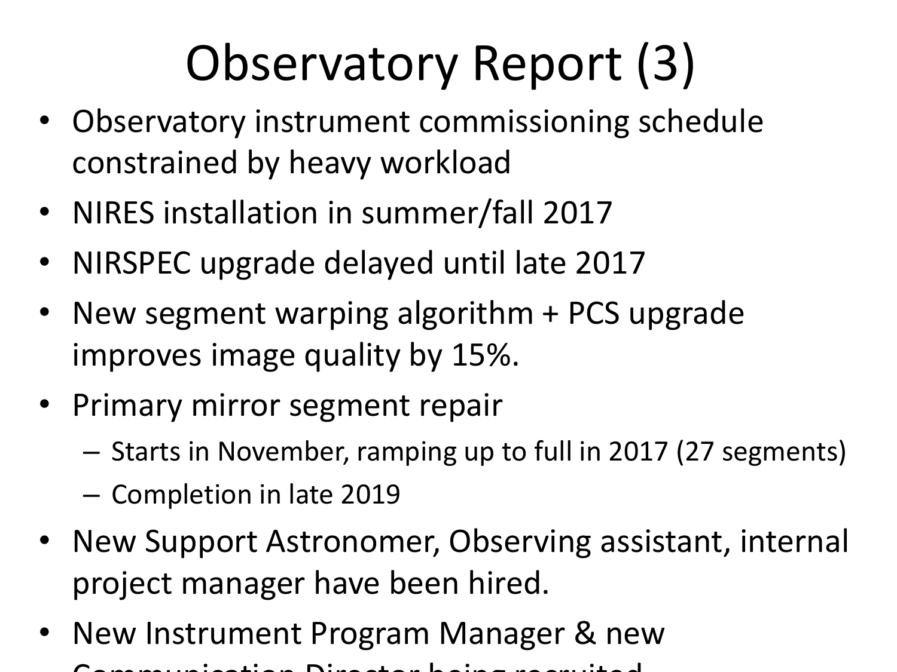# Observatory Report (3)

- Observatory instrument commissioning schedule constrained by heavy workload
- NIRES installation in summer/fall 2017
- NIRSPEC upgrade delayed until late 2017
- New segment warping algorithm + PCS upgrade improves image quality by 15%.
- Primary mirror segment repair
  - Starts in November, ramping up to full in 2017 (27 segments)
  - Completion in late 2019
- New Support Astronomer, Observing assistant, internal project manager have been hired.
- New Instrument Program Manager & new Communication Director being recruited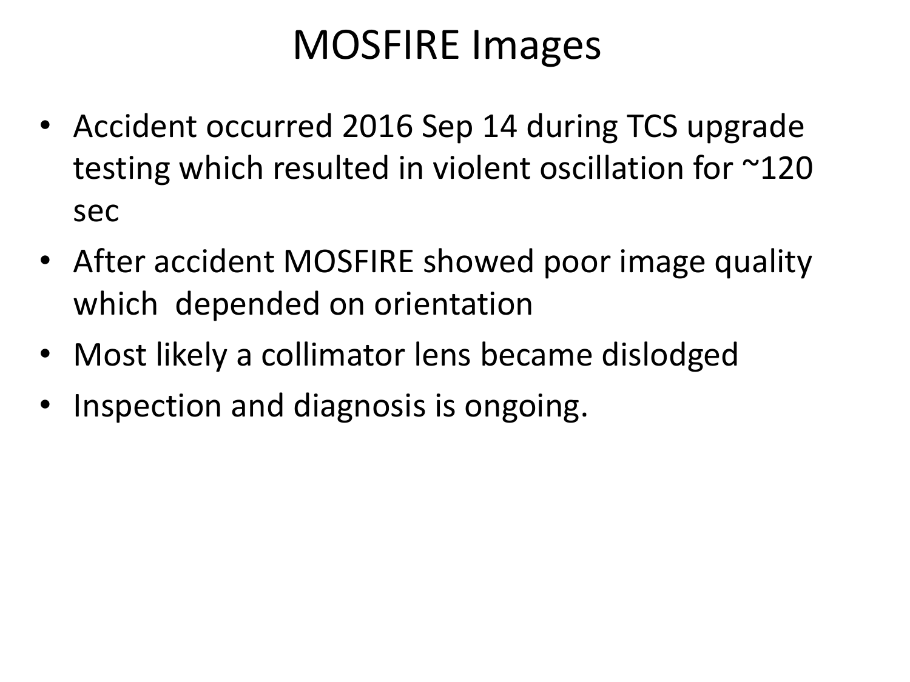# MOSFIRE Images

- Accident occurred 2016 Sep 14 during TCS upgrade testing which resulted in violent oscillation for ~120 sec
- After accident MOSFIRE showed poor image quality which depended on orientation
- Most likely a collimator lens became dislodged
- Inspection and diagnosis is ongoing.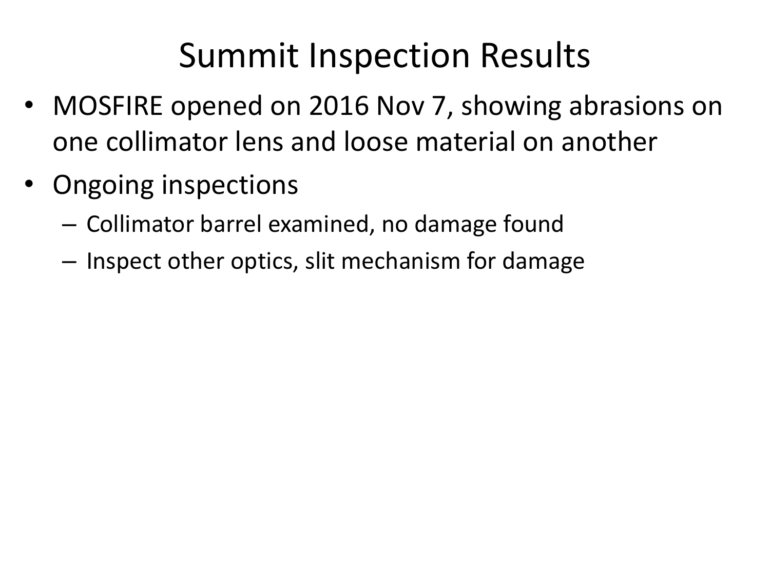# Summit Inspection Results

- MOSFIRE opened on 2016 Nov 7, showing abrasions on one collimator lens and loose material on another
- Ongoing inspections
  - Collimator barrel examined, no damage found
  - Inspect other optics, slit mechanism for damage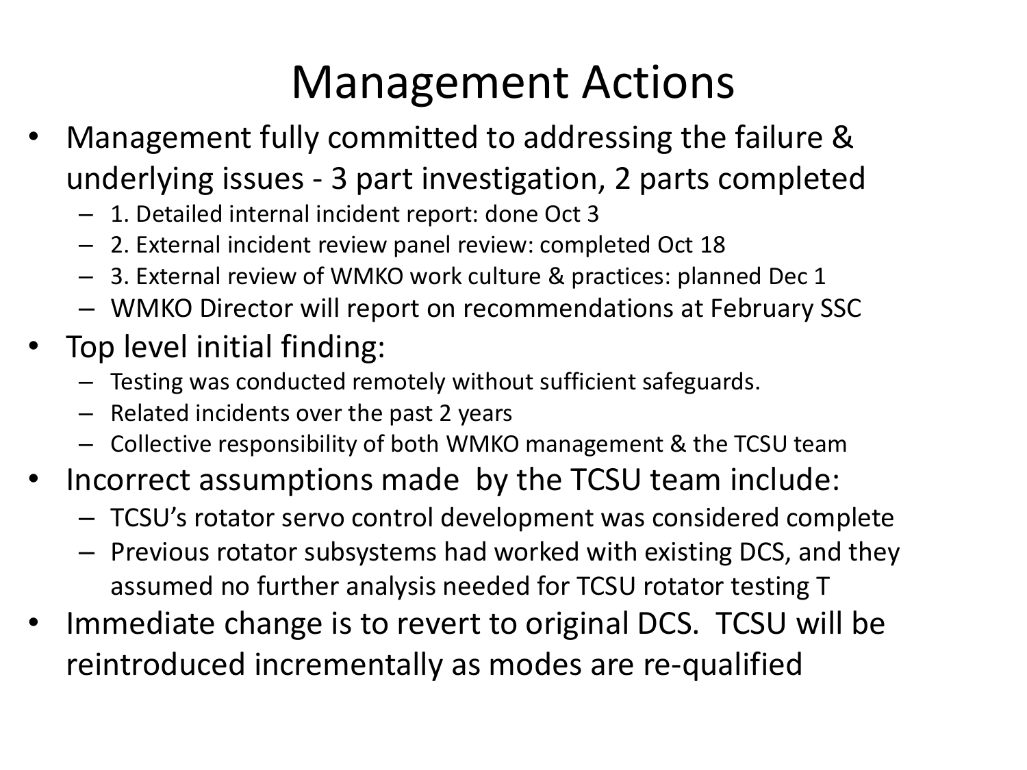# Management Actions

- Management fully committed to addressing the failure & underlying issues - 3 part investigation, 2 parts completed
  - 1. Detailed internal incident report: done Oct 3
  - 2. External incident review panel review: completed Oct 18
  - 3. External review of WMKO work culture & practices: planned Dec 1
  - WMKO Director will report on recommendations at February SSC
- Top level initial finding:
  - Testing was conducted remotely without sufficient safeguards.
  - Related incidents over the past 2 years
  - Collective responsibility of both WMKO management & the TCSU team
- Incorrect assumptions made by the TCSU team include:
  - TCSU's rotator servo control development was considered complete
  - Previous rotator subsystems had worked with existing DCS, and they assumed no further analysis needed for TCSU rotator testing T
- Immediate change is to revert to original DCS. TCSU will be reintroduced incrementally as modes are re-qualified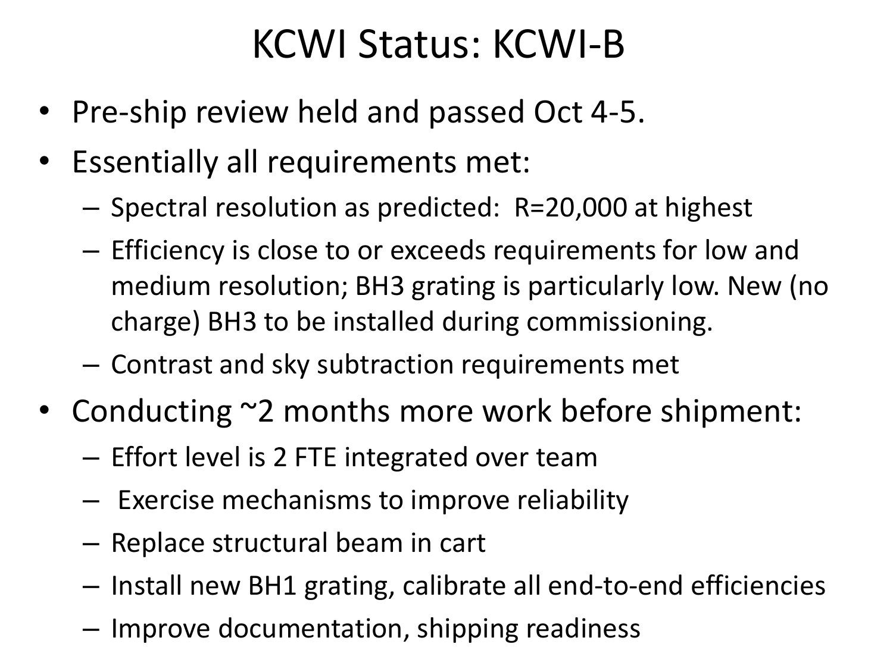# KCWI Status: KCWI-B

- Pre-ship review held and passed Oct 4-5.
- Essentially all requirements met:
  - Spectral resolution as predicted: R=20,000 at highest
  - Efficiency is close to or exceeds requirements for low and medium resolution; BH3 grating is particularly low. New (no charge) BH3 to be installed during commissioning.
  - Contrast and sky subtraction requirements met
- Conducting ~2 months more work before shipment:
  - Effort level is 2 FTE integrated over team
  - Exercise mechanisms to improve reliability
  - Replace structural beam in cart
  - Install new BH1 grating, calibrate all end-to-end efficiencies
  - Improve documentation, shipping readiness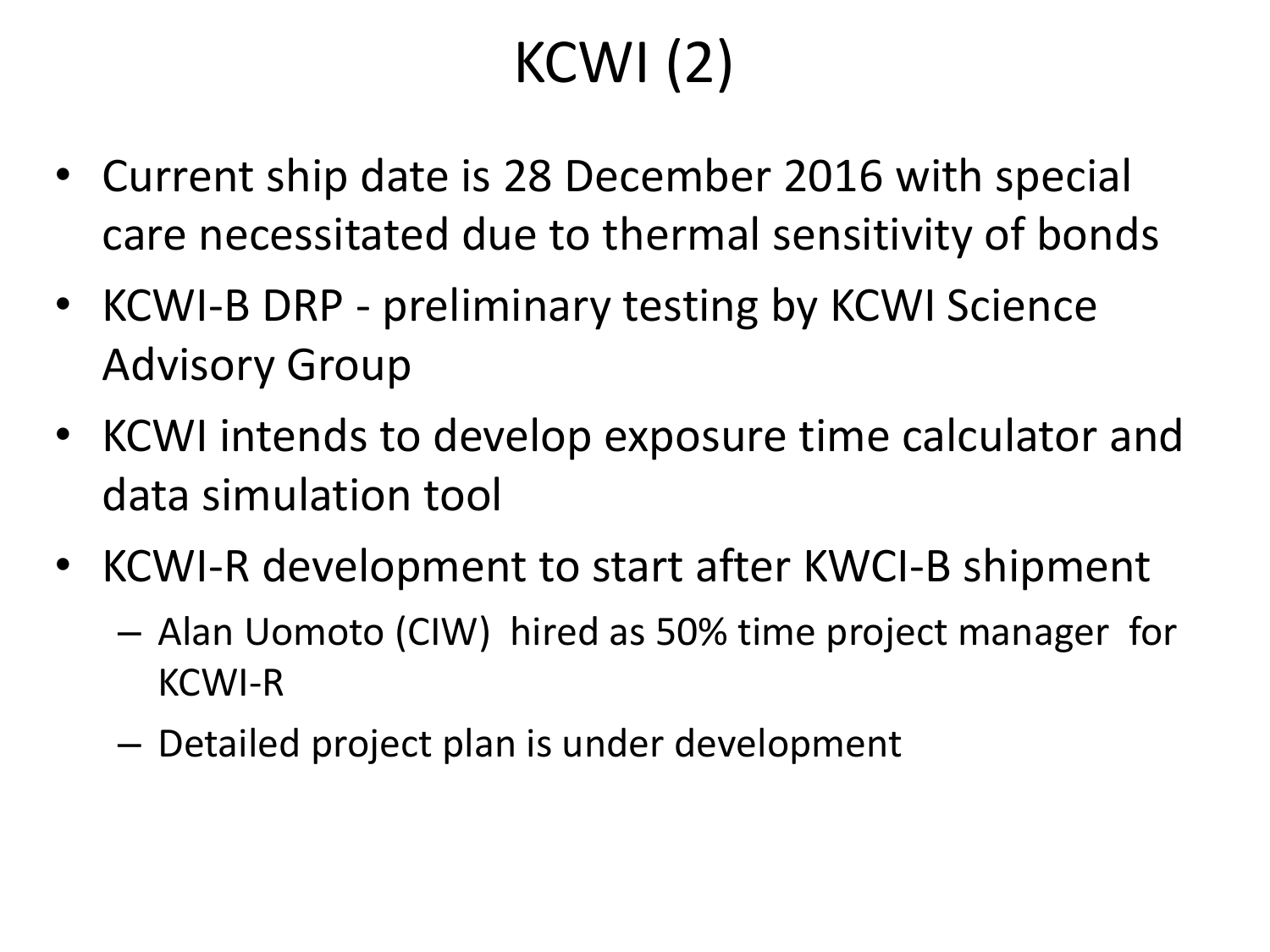# KCWI (2)

- Current ship date is 28 December 2016 with special care necessitated due to thermal sensitivity of bonds
- KCWI-B DRP - preliminary testing by KCWI Science Advisory Group
- KCWI intends to develop exposure time calculator and data simulation tool
- KCWI-R development to start after KWCI-B shipment
  - Alan Uomoto (CIW) hired as 50% time project manager for KCWI-R
  - Detailed project plan is under development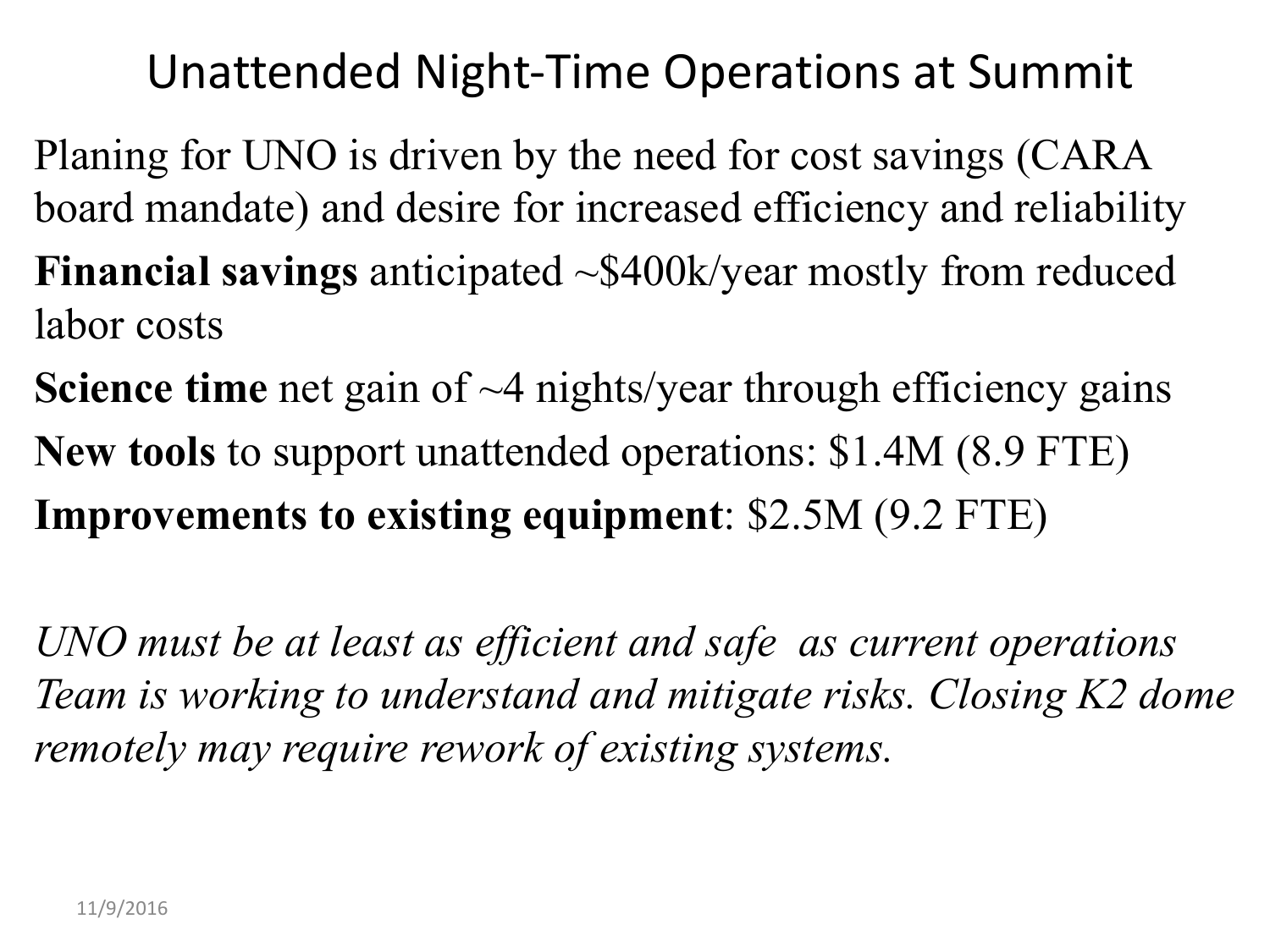# Unattended Night-Time Operations at Summit

Planing for UNO is driven by the need for cost savings (CARA board mandate) and desire for increased efficiency and reliability

**Financial savings** anticipated ~$400k/year mostly from reduced labor costs

**Science time** net gain of ~4 nights/year through efficiency gains

**New tools** to support unattended operations: $1.4M (8.9 FTE)

**Improvements to existing equipment**: $2.5M (9.2 FTE)

*UNO must be at least as efficient and safe as current operations Team is working to understand and mitigate risks. Closing K2 dome remotely may require rework of existing systems.*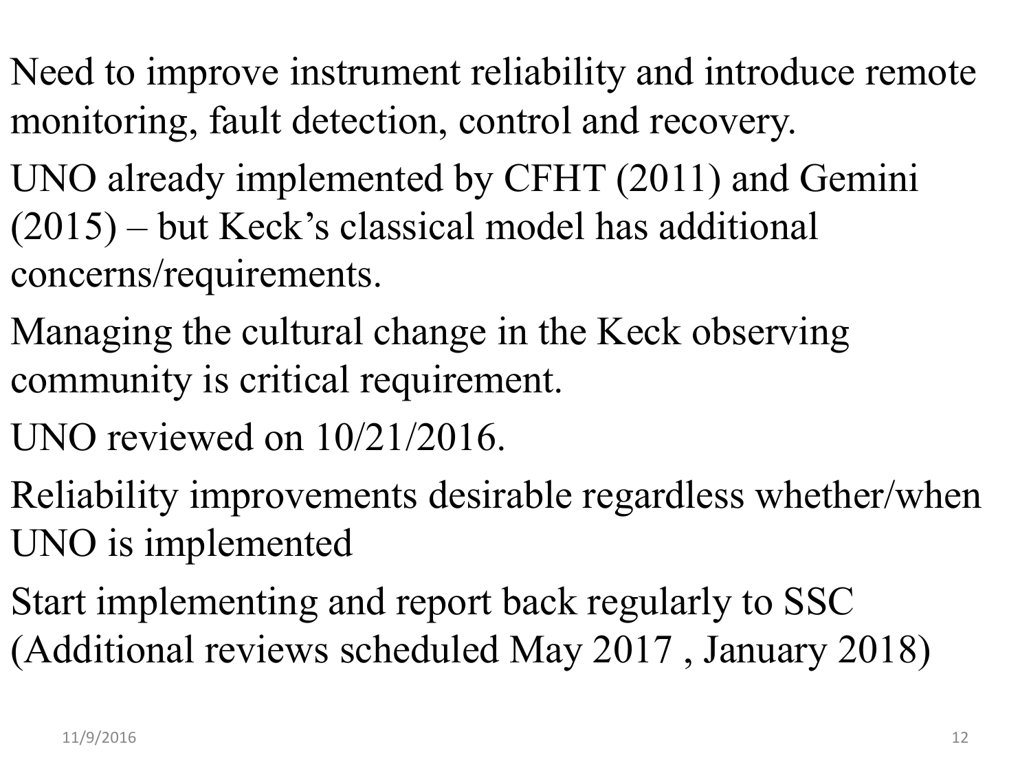Need to improve instrument reliability and introduce remote monitoring, fault detection, control and recovery.

UNO already implemented by CFHT (2011) and Gemini (2015) – but Keck's classical model has additional concerns/requirements.

Managing the cultural change in the Keck observing community is critical requirement.

UNO reviewed on 10/21/2016.

Reliability improvements desirable regardless whether/when UNO is implemented

Start implementing and report back regularly to SSC (Additional reviews scheduled May 2017 , January 2018)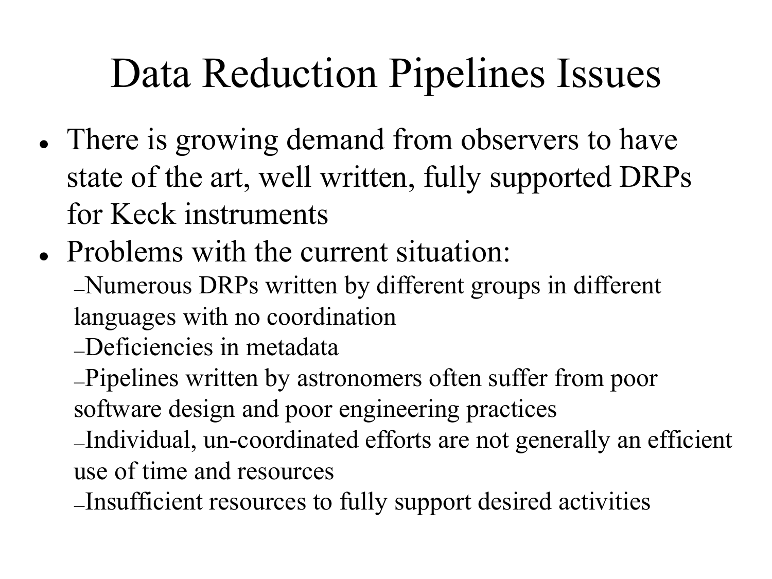# Data Reduction Pipelines Issues

- There is growing demand from observers to have state of the art, well written, fully supported DRPs for Keck instruments
- Problems with the current situation:
  - Numerous DRPs written by different groups in different languages with no coordination
  - Deficiencies in metadata
  - Pipelines written by astronomers often suffer from poor software design and poor engineering practices
  - Individual, un-coordinated efforts are not generally an efficient use of time and resources
  - Insufficient resources to fully support desired activities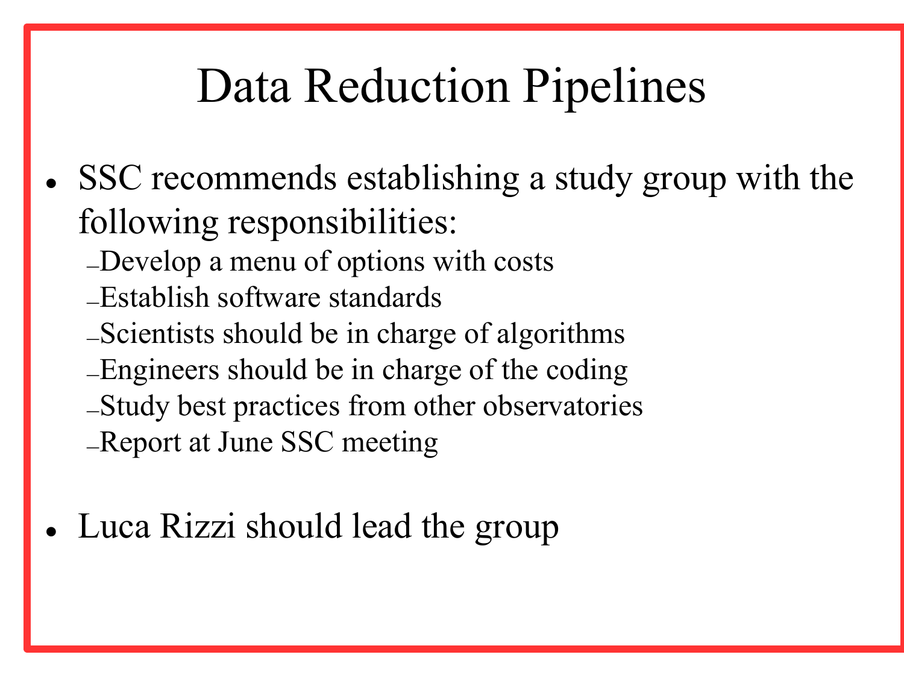# Data Reduction Pipelines

- SSC recommends establishing a study group with the following responsibilities:
  - Develop a menu of options with costs
  - Establish software standards
  - Scientists should be in charge of algorithms
  - Engineers should be in charge of the coding
  - Study best practices from other observatories
  - Report at June SSC meeting

- Luca Rizzi should lead the group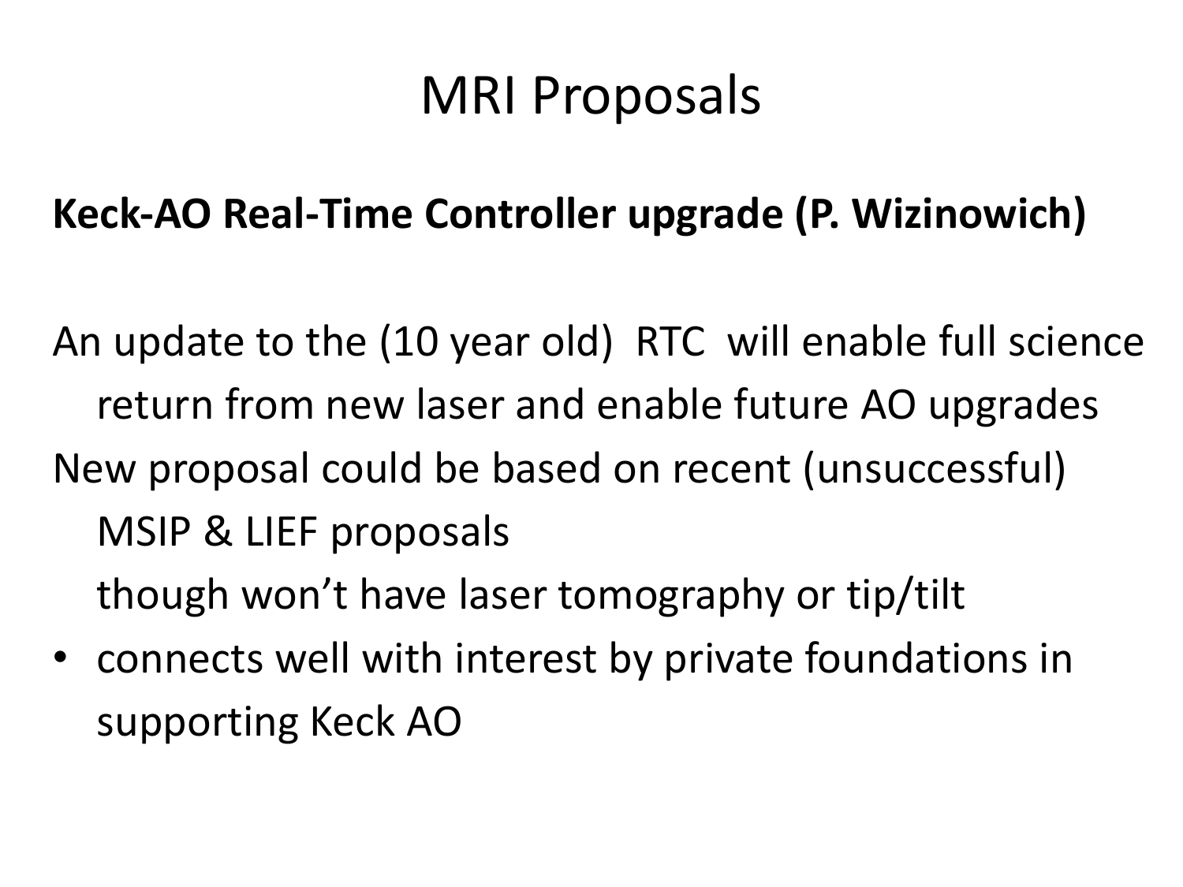# MRI Proposals

**Keck-AO Real-Time Controller upgrade (P. Wizinowich)**

An update to the (10 year old) RTC will enable full science return from new laser and enable future AO upgrades

New proposal could be based on recent (unsuccessful) MSIP & LIEF proposals

though won't have laser tomography or tip/tilt

- connects well with interest by private foundations in supporting Keck AO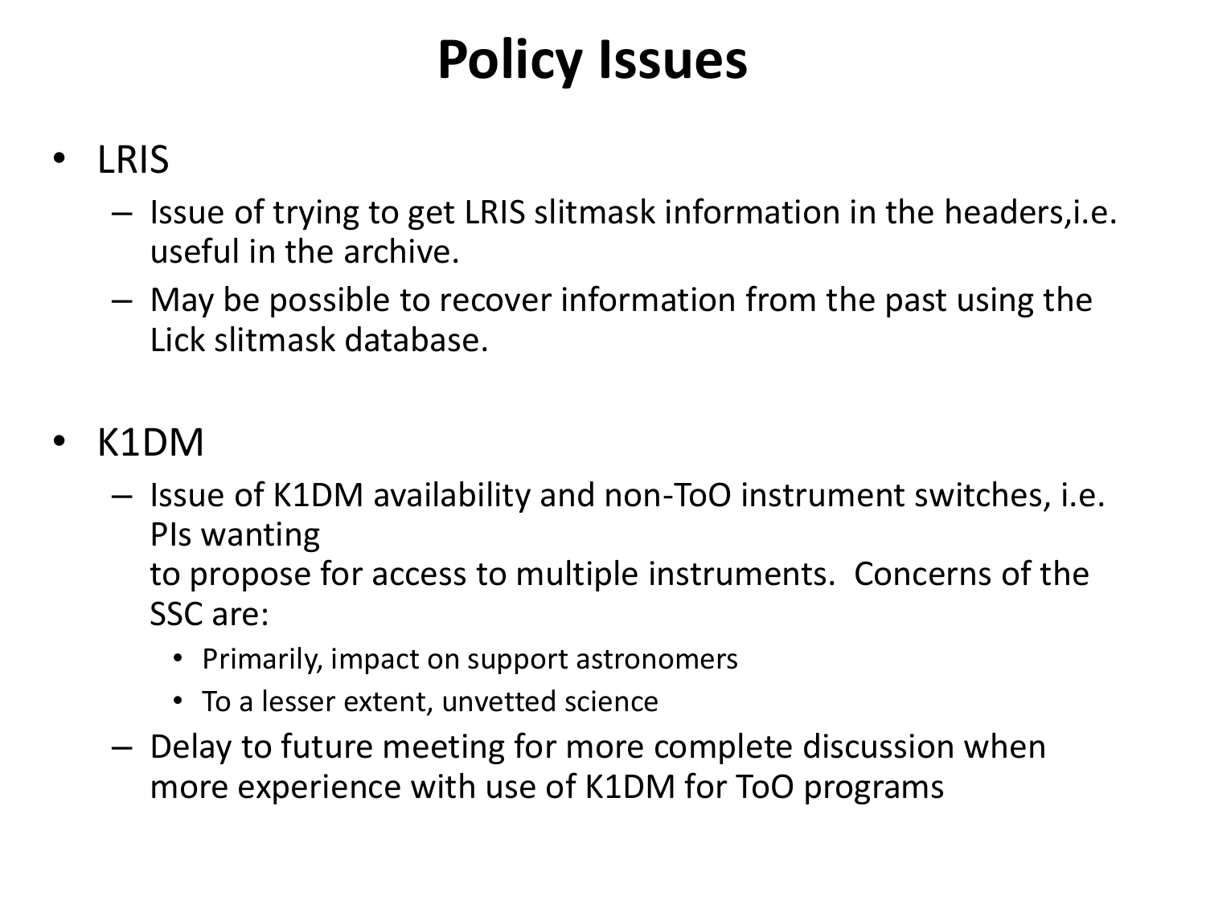# Policy Issues

- LRIS
  - Issue of trying to get LRIS slitmask information in the headers,i.e. useful in the archive.
  - May be possible to recover information from the past using the Lick slitmask database.

- K1DM
  - Issue of K1DM availability and non-ToO instrument switches, i.e. PIs wanting
    to propose for access to multiple instruments. Concerns of the SSC are:
    - Primarily, impact on support astronomers
    - To a lesser extent, unvetted science
  - Delay to future meeting for more complete discussion when more experience with use of K1DM for ToO programs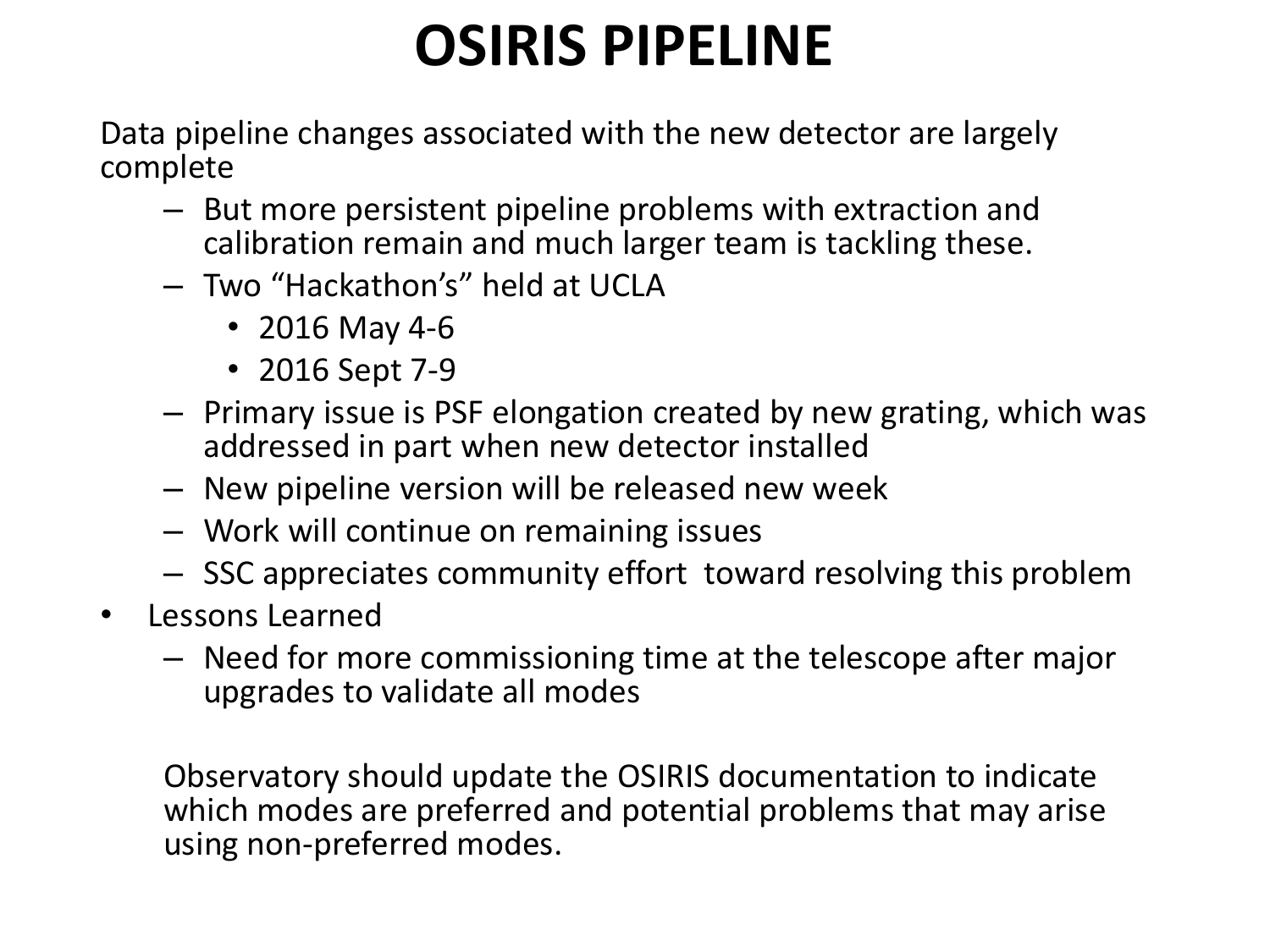# OSIRIS PIPELINE

Data pipeline changes associated with the new detector are largely complete

- But more persistent pipeline problems with extraction and calibration remain and much larger team is tackling these.
- Two “Hackathon’s” held at UCLA
  - 2016 May 4-6
  - 2016 Sept 7-9
- Primary issue is PSF elongation created by new grating, which was addressed in part when new detector installed
- New pipeline version will be released new week
- Work will continue on remaining issues
- SSC appreciates community effort toward resolving this problem

- Lessons Learned
  - Need for more commissioning time at the telescope after major upgrades to validate all modes

  Observatory should update the OSIRIS documentation to indicate which modes are preferred and potential problems that may arise using non-preferred modes.